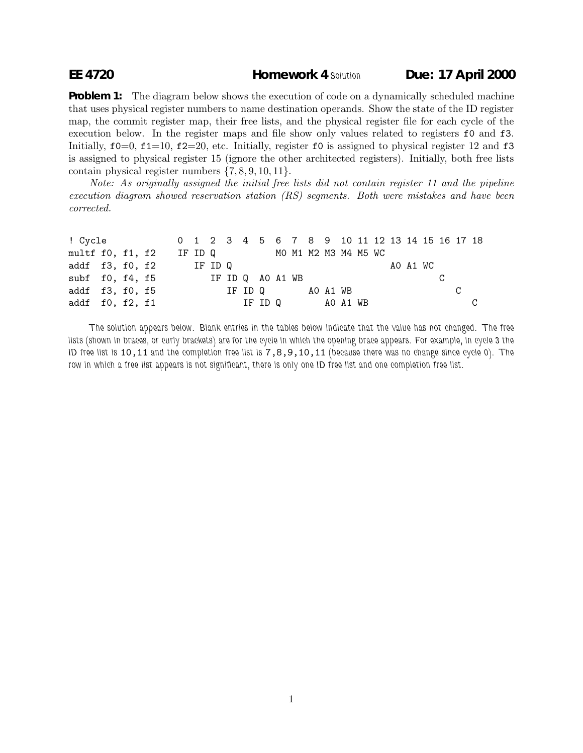**EE 4720** **Homework 4** Solution **Due: 17 April 2000**

**Problem 1:** The diagram below shows the execution of code on a dynamically scheduled machine that uses physical register numbers to name destination operands. Show the state of the ID register map, the commit register map, their free lists, and the physical register file for each cycle of the execution below. In the register maps and file show only values related to registers `f0` and `f3`. Initially, `f0`=0, `f1`=10, `f2`=20, etc. Initially, register `f0` is assigned to physical register 12 and `f3` is assigned to physical register 15 (ignore the other architected registers). Initially, both free lists contain physical register numbers $\{7, 8, 9, 10, 11\}$.

*Note: As originally assigned the initial free lists did not contain register 11 and the pipeline execution diagram showed reservation station (RS) segments. Both were mistakes and have been corrected.*

```
! Cycle            0  1  2  3  4  5  6  7  8  9  10 11 12 13 14 15 16 17 18
multf f0, f1, f2   IF ID Q           M0 M1 M2 M3 M4 M5 WC
addf  f3, f0, f2      IF ID Q                             A0 A1 WC
subf  f0, f4, f5         IF ID Q  A0 A1 WB                         C
addf  f3, f0, f5            IF ID Q        A0 A1 WB                   C
addf  f0, f2, f1               IF ID Q        A0 A1 WB                   C
```

The solution appears below. Blank entries in the tables below indicate that the value has not changed. The free lists (shown in braces, or curly brackets) are for the cycle in which the opening brace appears. For example, in cycle 3 the ID free list is `10,11` and the completion free list is `7,8,9,10,11` (because there was no change since cycle 0). The row in which a free list appears is not significant, there is only one ID free list and one completion free list.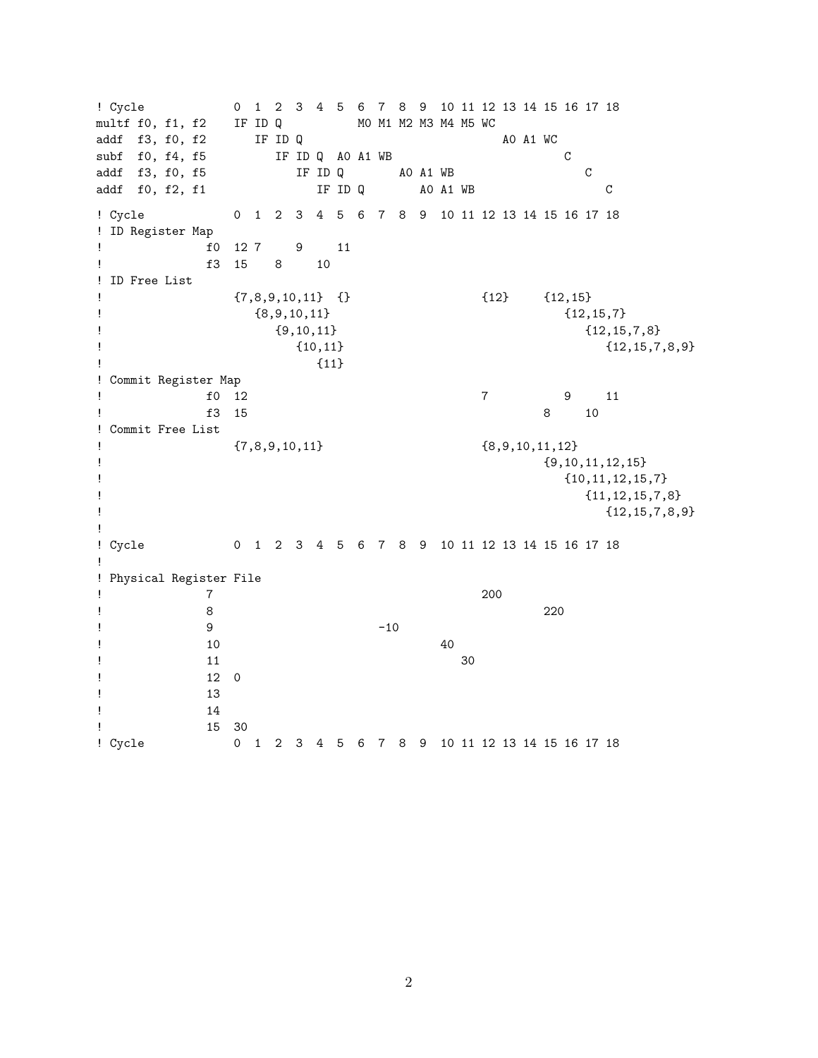```
! Cycle            0  1  2  3  4  5  6  7  8  9  10 11 12 13 14 15 16 17 18
multf f0, f1, f2   IF ID Q           M0 M1 M2 M3 M4 M5 WC
addf  f3, f0, f2      IF ID Q                              A0 A1 WC
subf  f0, f4, f5         IF ID Q  A0 A1 WB                          C
addf  f3, f0, f5            IF ID Q        A0 A1 WB                    C
addf  f0, f2, f1               IF ID Q        A0 A1 WB                    C

! Cycle            0  1  2  3  4  5  6  7  8  9  10 11 12 13 14 15 16 17 18
! ID Register Map
!             f0  12 7     9     11
!             f3  15    8     10
! ID Free List
!                 {7,8,9,10,11}  {}                  {12}     {12,15}
!                    {8,9,10,11}                                  {12,15,7}
!                       {9,10,11}                                    {12,15,7,8}
!                          {10,11}                                      {12,15,7,8,9}
!                             {11}
! Commit Register Map
!             f0  12                                 7           9     11
!             f3  15                                          8     10
! Commit Free List
!                 {7,8,9,10,11}                      {8,9,10,11,12}
!                                                             {9,10,11,12,15}
!                                                                {10,11,12,15,7}
!                                                                   {11,12,15,7,8}
!                                                                      {12,15,7,8,9}
!
! Cycle            0  1  2  3  4  5  6  7  8  9  10 11 12 13 14 15 16 17 18
!
! Physical Register File
!             7                                      200
!             8                                               220
!             9                          -10
!             10                                  40
!             11                                     30
!             12  0
!             13
!             14
!             15  30
! Cycle            0  1  2  3  4  5  6  7  8  9  10 11 12 13 14 15 16 17 18
```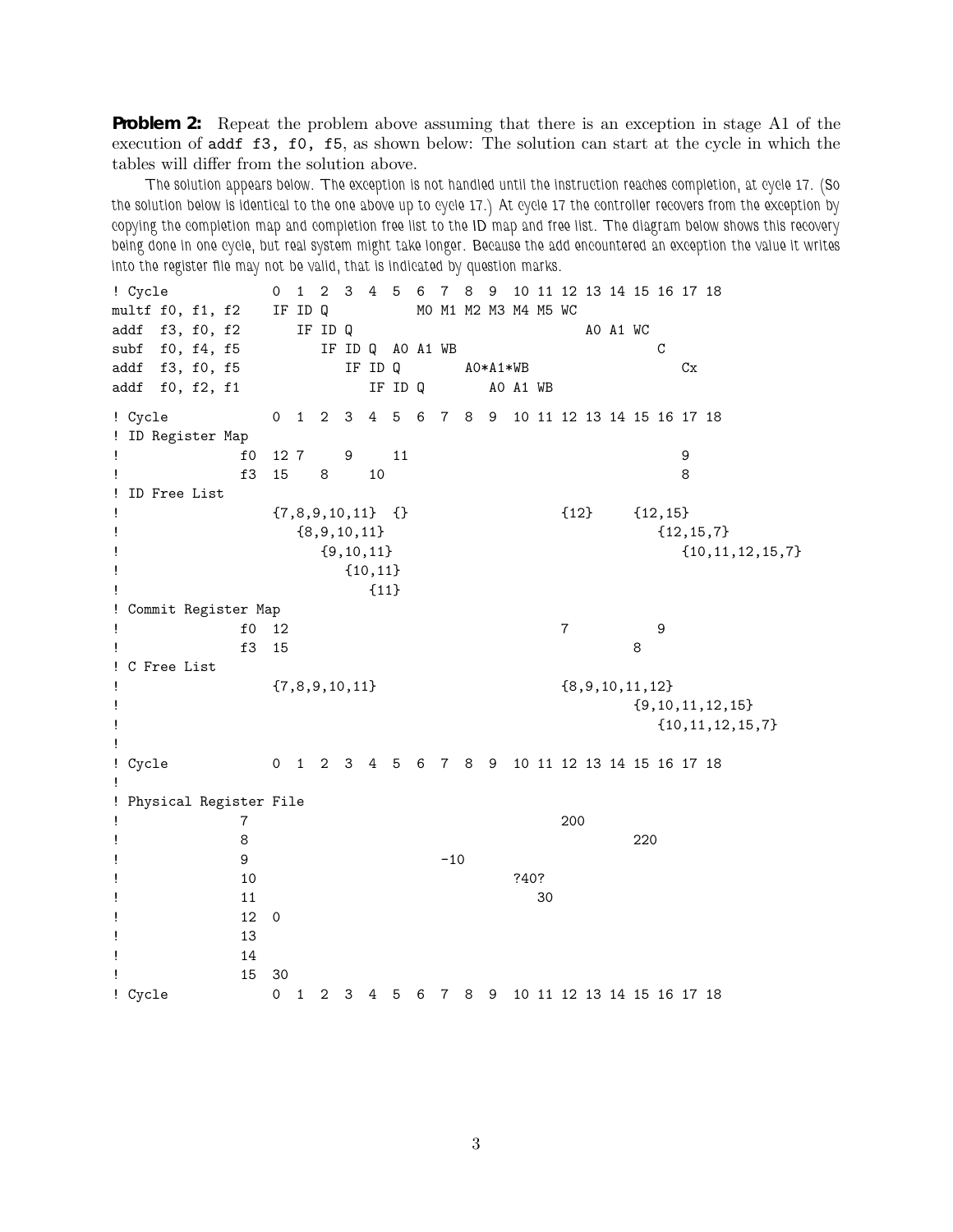**Problem 2:** Repeat the problem above assuming that there is an exception in stage A1 of the execution of `addf f3, f0, f5`, as shown below: The solution can start at the cycle in which the tables will differ from the solution above.

*The solution appears below. The exception is not handled until the instruction reaches completion, at cycle 17. (So the solution below is identical to the one above up to cycle 17.) At cycle 17 the controller recovers from the exception by copying the completion map and completion free list to the ID map and free list. The diagram below shows this recovery being done in one cycle, but real system might take longer. Because the add encountered an exception the value it writes into the register file may not be valid, that is indicated by question marks.*

```
! Cycle            0  1  2  3  4  5  6  7  8  9  10 11 12 13 14 15 16 17 18
multf f0, f1, f2   IF ID Q           M0 M1 M2 M3 M4 M5 WC
addf  f3, f0, f2      IF ID Q                                A0 A1 WC
subf  f0, f4, f5         IF ID Q  A0 A1 WB                            C
addf  f3, f0, f5            IF ID Q        A0*A1*WB                      Cx
addf  f0, f2, f1               IF ID Q        A0 A1 WB

! Cycle            0  1  2  3  4  5  6  7  8  9  10 11 12 13 14 15 16 17 18
! ID Register Map
!              f0  12 7     9     11                                     9
!              f3  15    8     10                                        8
! ID Free List
!                  {7,8,9,10,11}  {}                   {12}     {12,15}
!                     {8,9,10,11}                                  {12,15,7}
!                        {9,10,11}                                    {10,11,12,15,7}
!                           {10,11}
!                              {11}
! Commit Register Map
!              f0  12                                  7           9
!              f3  15                                           8
! C Free List
!                  {7,8,9,10,11}                       {8,9,10,11,12}
!                                                               {9,10,11,12,15}
!                                                                  {10,11,12,15,7}
!
! Cycle            0  1  2  3  4  5  6  7  8  9  10 11 12 13 14 15 16 17 18
!
! Physical Register File
!              7                                       200
!              8                                                220
!              9                          -10
!              10                                   ?40?
!              11                                      30
!              12  0
!              13
!              14
!              15  30
! Cycle            0  1  2  3  4  5  6  7  8  9  10 11 12 13 14 15 16 17 18
```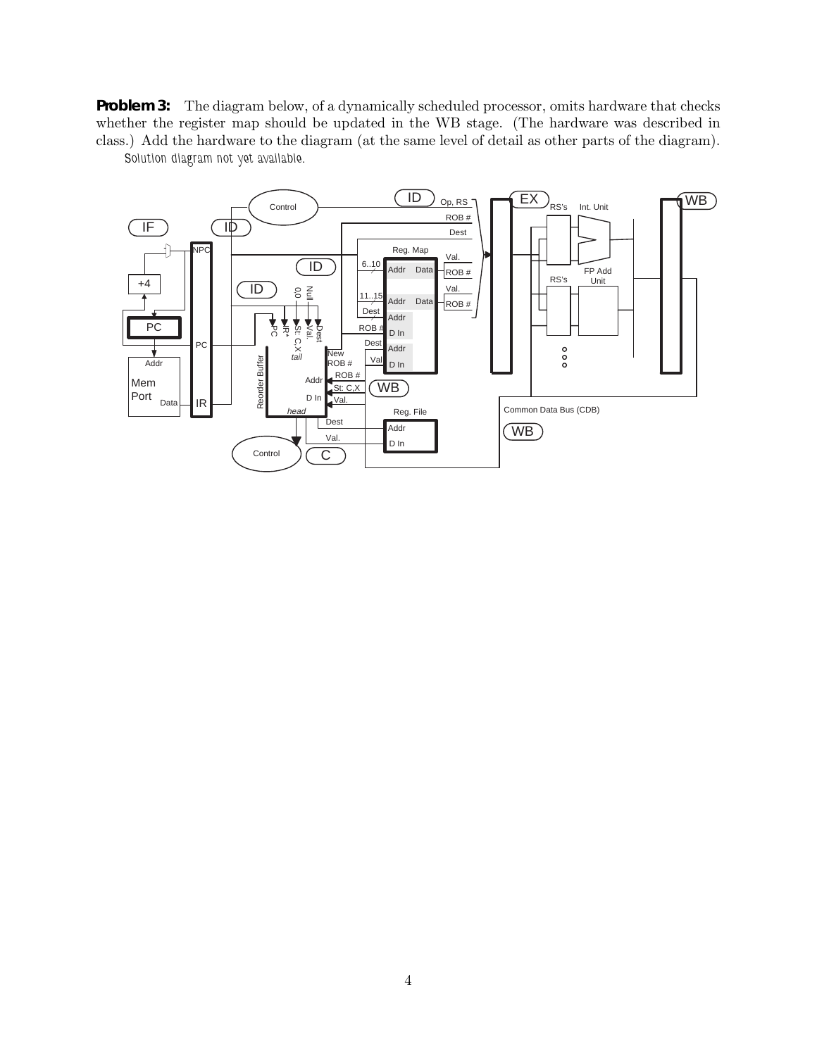**Problem 3:** The diagram below, of a dynamically scheduled processor, omits hardware that checks whether the register map should be updated in the WB stage. (The hardware was described in class.) Add the hardware to the diagram (at the same level of detail as other parts of the diagram).

*Solution diagram not yet available.*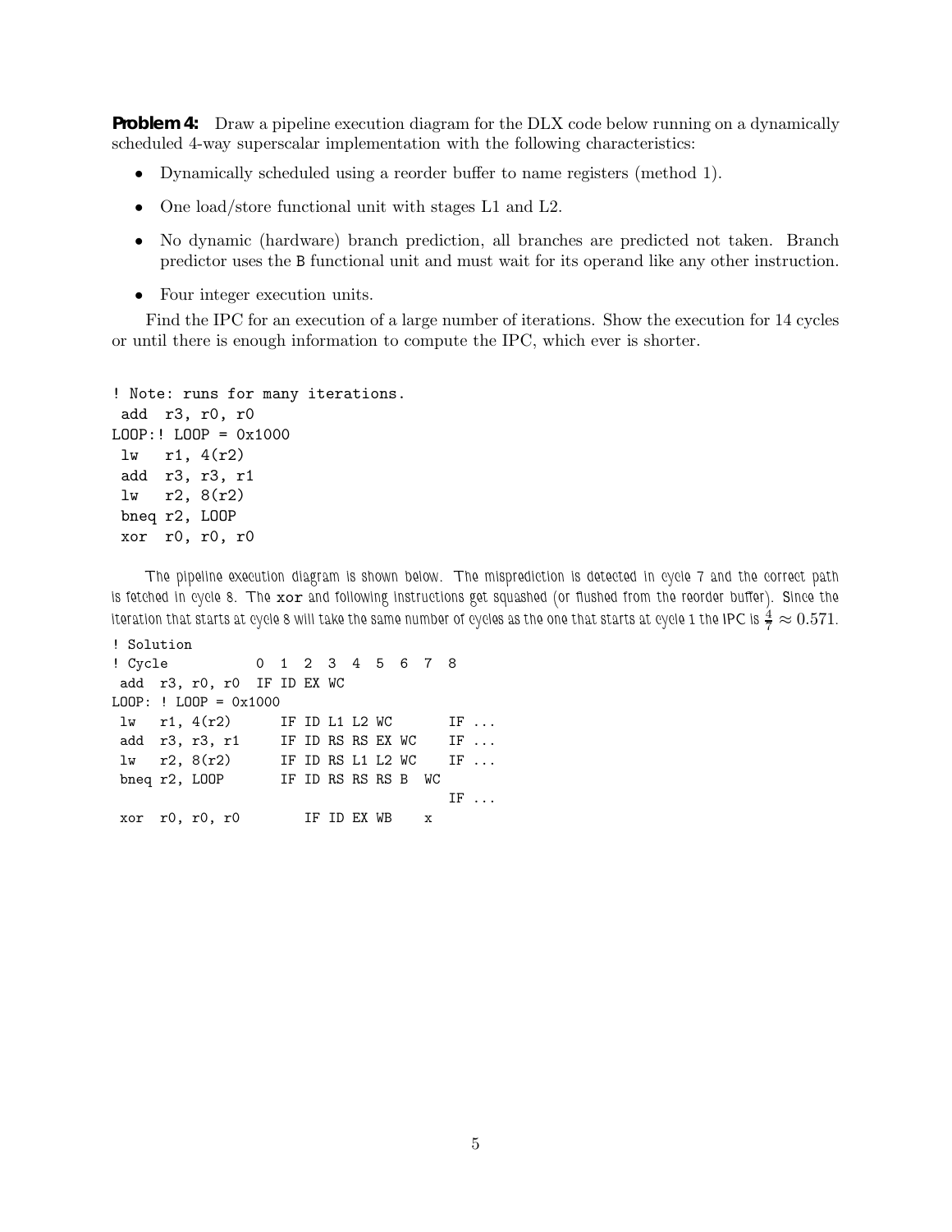**Problem 4:** Draw a pipeline execution diagram for the DLX code below running on a dynamically scheduled 4-way superscalar implementation with the following characteristics:

- Dynamically scheduled using a reorder buffer to name registers (method 1).
- One load/store functional unit with stages L1 and L2.
- No dynamic (hardware) branch prediction, all branches are predicted not taken. Branch predictor uses the B functional unit and must wait for its operand like any other instruction.
- Four integer execution units.

Find the IPC for an execution of a large number of iterations. Show the execution for 14 cycles or until there is enough information to compute the IPC, which ever is shorter.

```
! Note: runs for many iterations.
 add  r3, r0, r0
LOOP:! LOOP = 0x1000
 lw   r1, 4(r2)
 add  r3, r3, r1
 lw   r2, 8(r2)
 bneq r2, LOOP
 xor  r0, r0, r0
```

The pipeline execution diagram is shown below. The misprediction is detected in cycle 7 and the correct path is fetched in cycle 8. The `xor` and following instructions get squashed (or flushed from the reorder buffer). Since the iteration that starts at cycle 8 will take the same number of cycles as the one that starts at cycle 1 the IPC is $\frac{4}{7} \approx 0.571$.

```
! Solution
! Cycle           0  1  2  3  4  5  6  7  8
 add  r3, r0, r0  IF ID EX WC
LOOP: ! LOOP = 0x1000
 lw   r1, 4(r2)      IF ID L1 L2 WC       IF ...
 add  r3, r3, r1     IF ID RS RS EX WC    IF ...
 lw   r2, 8(r2)      IF ID RS L1 L2 WC    IF ...
 bneq r2, LOOP       IF ID RS RS RS B  WC
                                          IF ...
 xor  r0, r0, r0        IF ID EX WB    x
```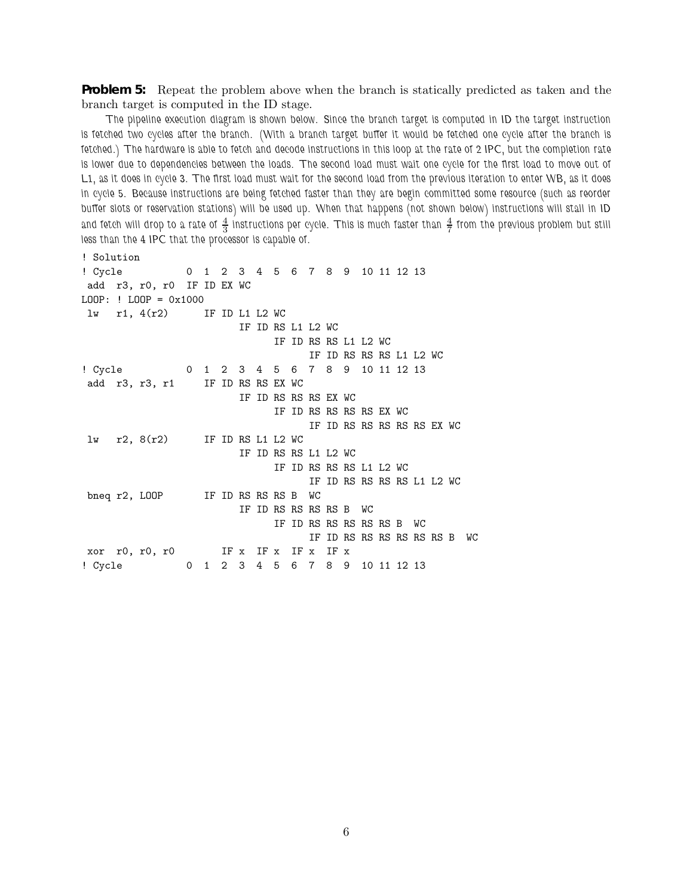**Problem 5:** Repeat the problem above when the branch is statically predicted as taken and the branch target is computed in the ID stage.

The pipeline execution diagram is shown below. Since the branch target is computed in ID the target instruction is fetched two cycles after the branch. (With a branch target buffer it would be fetched one cycle after the branch is fetched.) The hardware is able to fetch and decode instructions in this loop at the rate of 2 IPC, but the completion rate is lower due to dependencies between the loads. The second load must wait one cycle for the first load to move out of L1, as it does in cycle 3. The first load must wait for the second load from the previous iteration to enter WB, as it does in cycle 5. Because instructions are being fetched faster than they are begin committed some resource (such as reorder buffer slots or reservation stations) will be used up. When that happens (not shown below) instructions will stall in ID and fetch will drop to a rate of $\frac{4}{3}$ instructions per cycle. This is much faster than $\frac{4}{7}$ from the previous problem but still less than the 4 IPC that the processor is capable of.

```
! Solution
! Cycle          0  1  2  3  4  5  6  7  8  9  10 11 12 13
 add  r3, r0, r0  IF ID EX WC
LOOP: ! LOOP = 0x1000
 lw   r1, 4(r2)      IF ID L1 L2 WC
                           IF ID RS L1 L2 WC
                                 IF ID RS RS L1 L2 WC
                                       IF ID RS RS RS L1 L2 WC
! Cycle          0  1  2  3  4  5  6  7  8  9  10 11 12 13
 add  r3, r3, r1     IF ID RS RS EX WC
                           IF ID RS RS RS EX WC
                                 IF ID RS RS RS RS EX WC
                                       IF ID RS RS RS RS RS EX WC
 lw   r2, 8(r2)      IF ID RS L1 L2 WC
                           IF ID RS RS L1 L2 WC
                                 IF ID RS RS RS L1 L2 WC
                                       IF ID RS RS RS RS L1 L2 WC
 bneq r2, LOOP       IF ID RS RS RS B  WC
                           IF ID RS RS RS RS B  WC
                                 IF ID RS RS RS RS RS B  WC
                                       IF ID RS RS RS RS RS RS B  WC
 xor  r0, r0, r0        IF x  IF x  IF x  IF x
! Cycle          0  1  2  3  4  5  6  7  8  9  10 11 12 13
```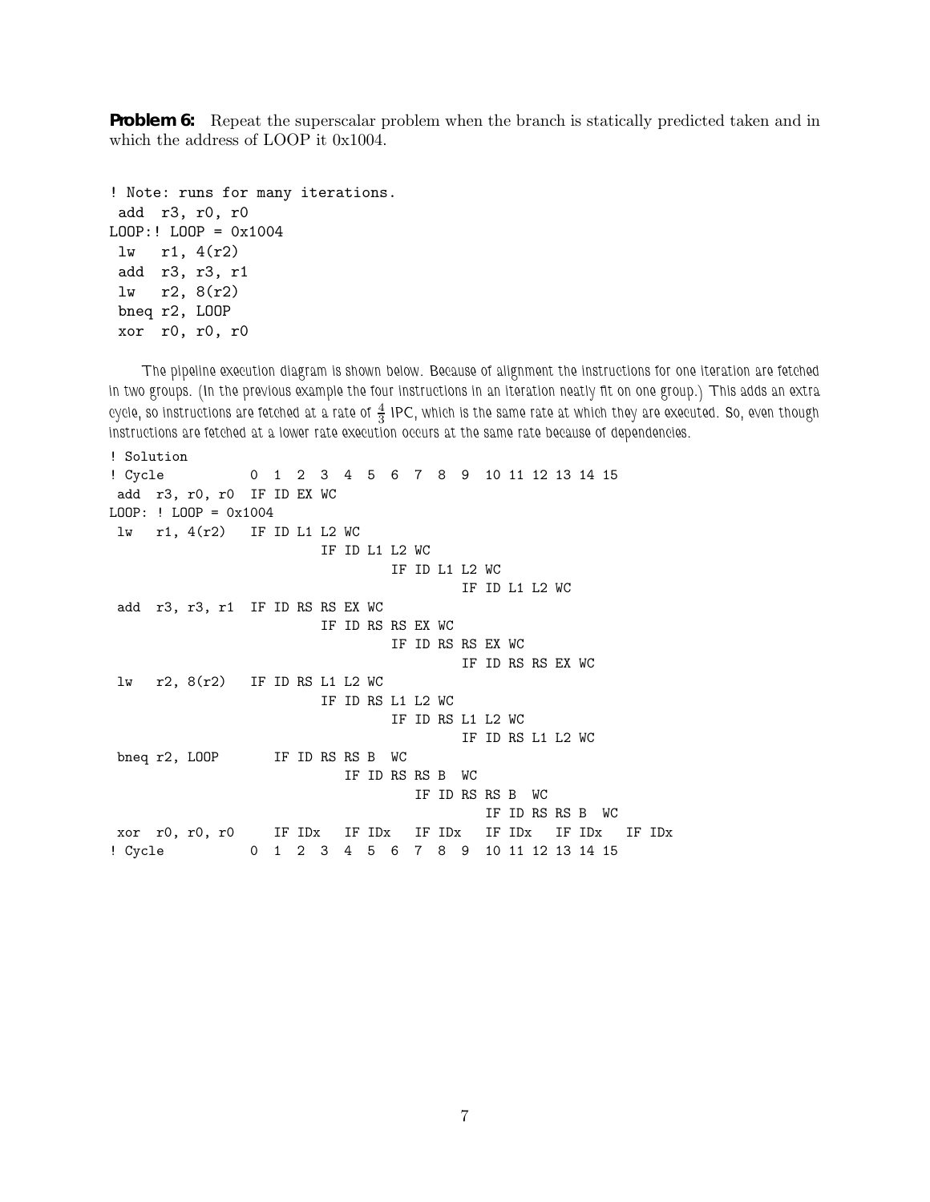**Problem 6:** Repeat the superscalar problem when the branch is statically predicted taken and in which the address of LOOP it 0x1004.

```
! Note: runs for many iterations.
 add  r3, r0, r0
LOOP:! LOOP = 0x1004
 lw   r1, 4(r2)
 add  r3, r3, r1
 lw   r2, 8(r2)
 bneq r2, LOOP
 xor  r0, r0, r0
```

The pipeline execution diagram is shown below. Because of alignment the instructions for one iteration are fetched in two groups. (In the previous example the four instructions in an iteration neatly fit on one group.) This adds an extra cycle, so instructions are fetched at a rate of $\frac{4}{3}$ IPC, which is the same rate at which they are executed. So, even though instructions are fetched at a lower rate execution occurs at the same rate because of dependencies.

```
! Solution
! Cycle           0  1  2  3  4  5  6  7  8  9  10 11 12 13 14 15
 add  r3, r0, r0  IF ID EX WC
LOOP: ! LOOP = 0x1004
 lw   r1, 4(r2)   IF ID L1 L2 WC
                           IF ID L1 L2 WC
                                    IF ID L1 L2 WC
                                             IF ID L1 L2 WC
 add  r3, r3, r1  IF ID RS RS EX WC
                           IF ID RS RS EX WC
                                    IF ID RS RS EX WC
                                             IF ID RS RS EX WC
 lw   r2, 8(r2)   IF ID RS L1 L2 WC
                           IF ID RS L1 L2 WC
                                    IF ID RS L1 L2 WC
                                             IF ID RS L1 L2 WC
 bneq r2, LOOP       IF ID RS RS B  WC
                              IF ID RS RS B  WC
                                       IF ID RS RS B  WC
                                                IF ID RS RS B  WC
 xor  r0, r0, r0     IF IDx   IF IDx   IF IDx   IF IDx   IF IDx   IF IDx
! Cycle           0  1  2  3  4  5  6  7  8  9  10 11 12 13 14 15
```